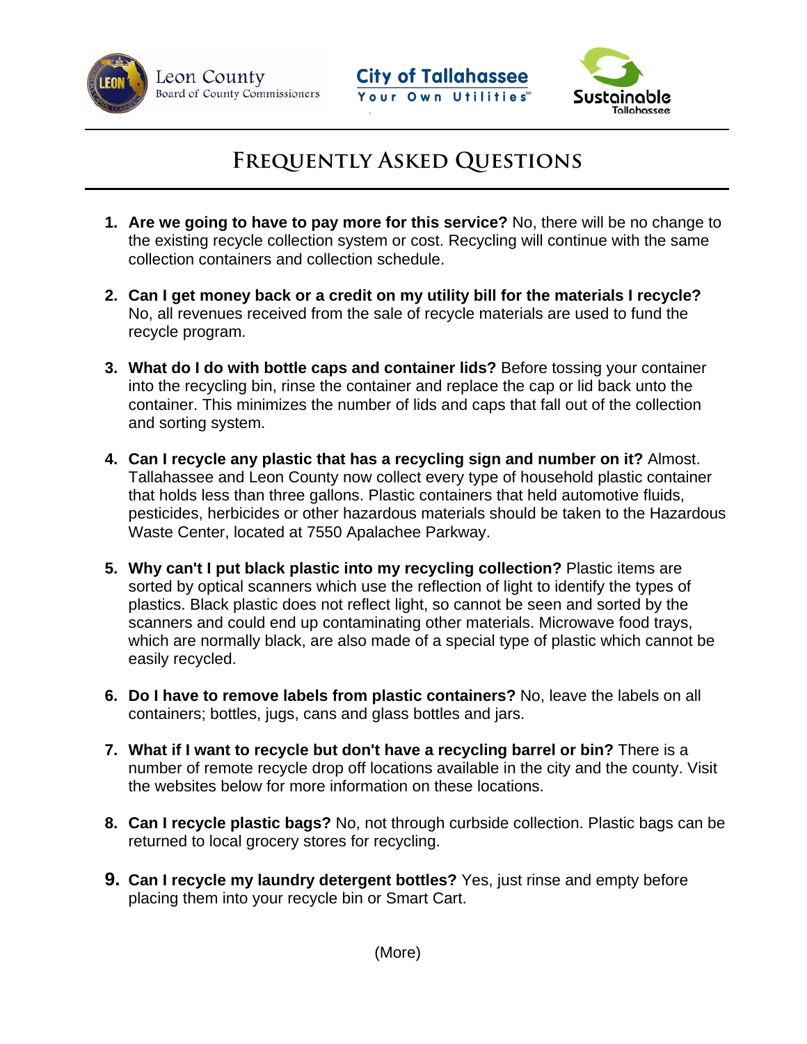Leon County
Board of County Commissioners

City of Tallahassee
Your Own Utilities℠

Sustainable Tallahassee

# Frequently Asked Questions

1. **Are we going to have to pay more for this service?** No, there will be no change to the existing recycle collection system or cost. Recycling will continue with the same collection containers and collection schedule.

2. **Can I get money back or a credit on my utility bill for the materials I recycle?** No, all revenues received from the sale of recycle materials are used to fund the recycle program.

3. **What do I do with bottle caps and container lids?** Before tossing your container into the recycling bin, rinse the container and replace the cap or lid back unto the container. This minimizes the number of lids and caps that fall out of the collection and sorting system.

4. **Can I recycle any plastic that has a recycling sign and number on it?** Almost. Tallahassee and Leon County now collect every type of household plastic container that holds less than three gallons. Plastic containers that held automotive fluids, pesticides, herbicides or other hazardous materials should be taken to the Hazardous Waste Center, located at 7550 Apalachee Parkway.

5. **Why can't I put black plastic into my recycling collection?** Plastic items are sorted by optical scanners which use the reflection of light to identify the types of plastics. Black plastic does not reflect light, so cannot be seen and sorted by the scanners and could end up contaminating other materials. Microwave food trays, which are normally black, are also made of a special type of plastic which cannot be easily recycled.

6. **Do I have to remove labels from plastic containers?** No, leave the labels on all containers; bottles, jugs, cans and glass bottles and jars.

7. **What if I want to recycle but don't have a recycling barrel or bin?** There is a number of remote recycle drop off locations available in the city and the county. Visit the websites below for more information on these locations.

8. **Can I recycle plastic bags?** No, not through curbside collection. Plastic bags can be returned to local grocery stores for recycling.

9. **Can I recycle my laundry detergent bottles?** Yes, just rinse and empty before placing them into your recycle bin or Smart Cart.

(More)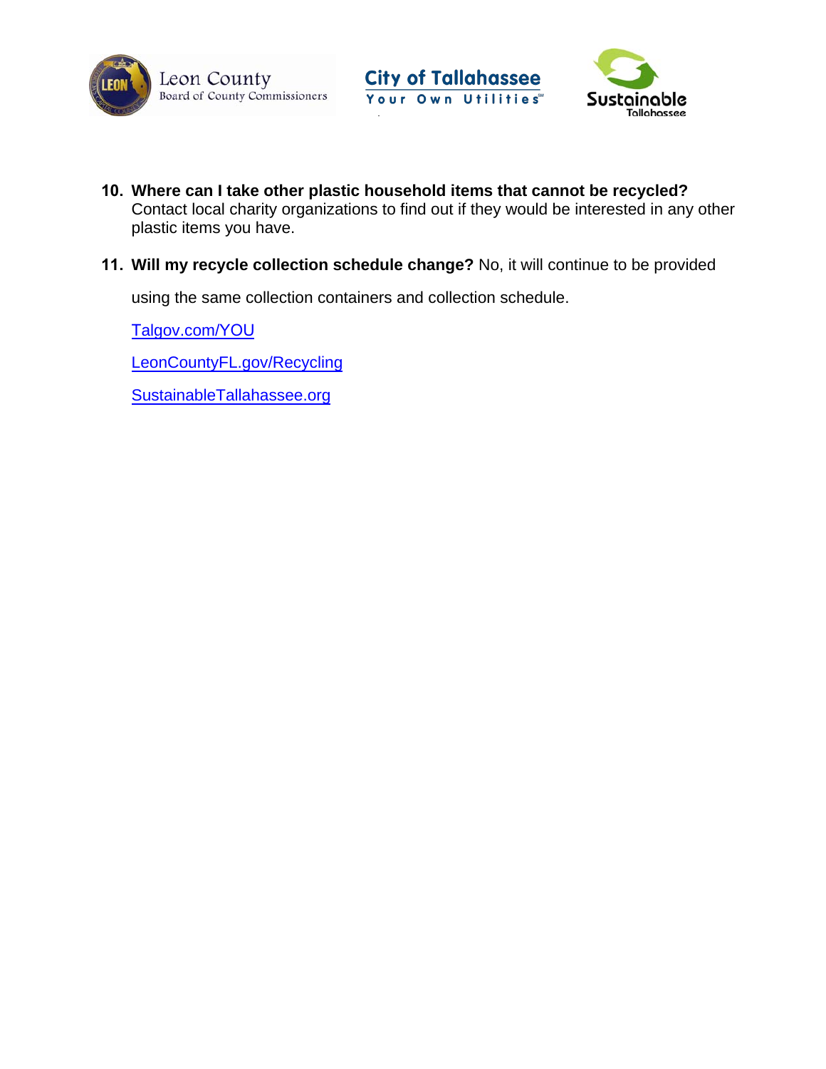10. **Where can I take other plastic household items that cannot be recycled?** Contact local charity organizations to find out if they would be interested in any other plastic items you have.

11. **Will my recycle collection schedule change?** No, it will continue to be provided using the same collection containers and collection schedule.

    Talgov.com/YOU

    LeonCountyFL.gov/Recycling

    SustainableTallahassee.org